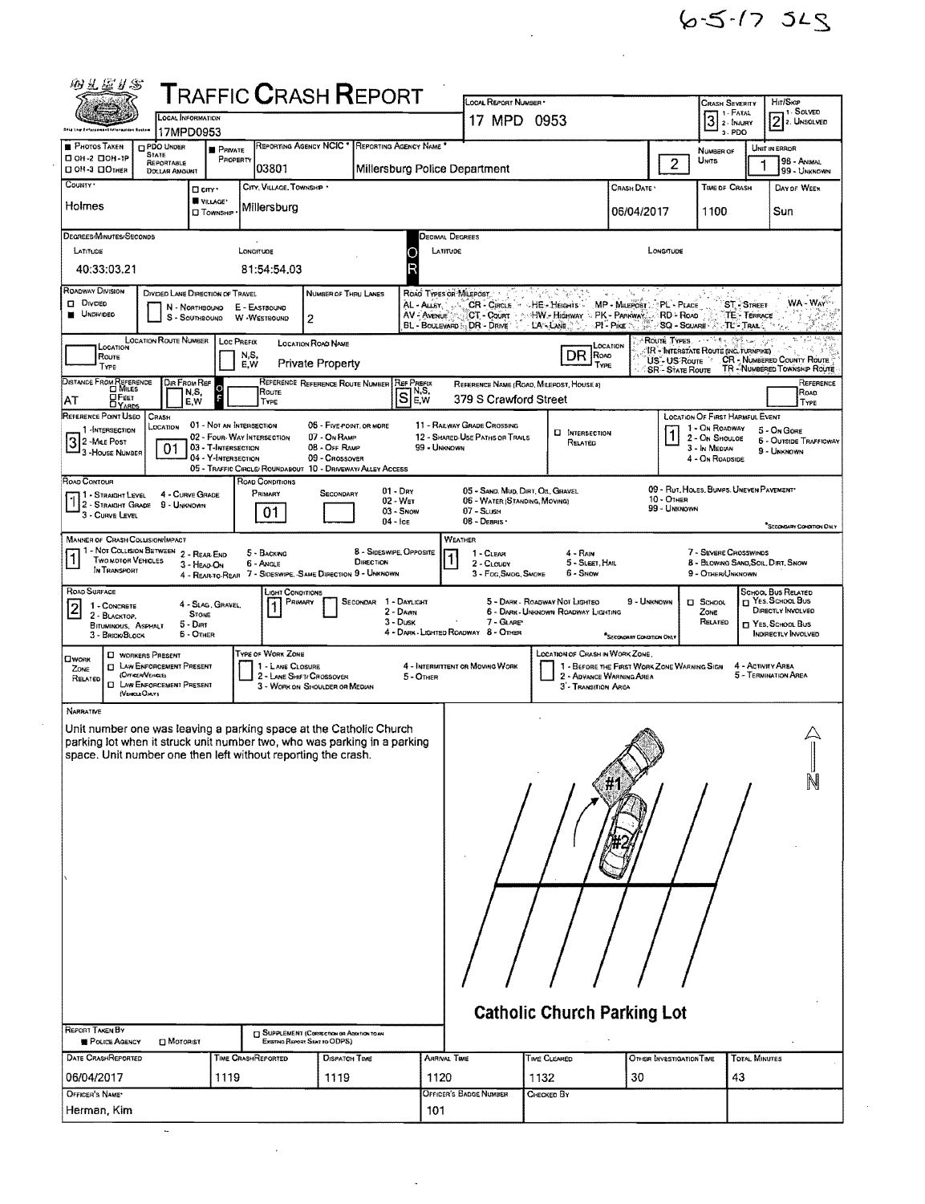6-5-17 SLS

# Traffic Crash Report

| Local Information | Local Report Number | Crash Severity | Hit/Skip |
|---|---|---|---|
| 17MPD0953 | 17 MPD 0953 | 3 (1 - Fatal, 2 - Injury, 3 - PDO) | 2 (1 - Solved, 2 - Unsolved) |

| Photos Taken | PDO Under State Reportable Dollar Amount | Private Property | Reporting Agency NCIC | Reporting Agency Name | Number of Units | Unit in Error |
|---|---|---|---|---|---|---|
| OH-2 / OH-1P / OH-3 / Other | | ■ | 03801 | Millersburg Police Department | 2 | 1 (98 - Animal, 99 - Unknown) |

| County | City/Village/Township | Crash Date | Time of Crash | Day of Week |
|---|---|---|---|---|
| Holmes | ■ Village: Millersburg | 06/04/2017 | 1100 | Sun |

| Degrees/Minutes/Seconds Latitude | Longitude | Decimal Degrees Latitude | Longitude |
|---|---|---|---|
| 40:33:03.21 | 81:54:54.03 | | |

**Roadway Division:** ■ Undivided
**Divided Lane Direction of Travel:** N - Northbound, S - Southbound, E - Eastbound, W - Westbound
**Number of Thru Lanes:** 2

**Road Types or Milepost:** AL - Alley, AV - Avenue, BL - Boulevard, CR - Circle, CT - Court, DR - Drive, HE - Heights, HW - Highway, LA - Lane, MP - Milepost, PK - Parkway, PI - Pike, PL - Place, RD - Road, SQ - Square, ST - Street, TE - Terrace, TL - Trail, WA - Way

| Location Route Number | Loc Prefix | Location Road Name | Location Road Type |
|---|---|---|---|
| | | Private Property | DR |

**Route Types:** IR - Interstate Route (Inc. Turnpike), US - US Route, SR - State Route, CR - Numbered County Route, TR - Numbered Township Route

| Distance From Reference | Dir From Ref | Reference Route | Reference Route Number | Ref Prefix | Reference Name (Road, Milepost, House #) | Reference Road Type |
|---|---|---|---|---|---|---|
| AT | F | | | S | 379 S Crawford Street | |

**Reference Point Used:** 3 (1 - Intersection, 2 - Mile Post, 3 - House Number)

**Crash Location:** 01 (01 - Not an Intersection, 02 - Four-Way Intersection, 03 - T-Intersection, 04 - Y-Intersection, 05 - Traffic Circle/Roundabout, 06 - Five-Point or More, 07 - On Ramp, 08 - Off Ramp, 09 - Crossover, 10 - Driveway/Alley Access, 11 - Railway Grade Crossing, 12 - Shared-Use Paths or Trails, 99 - Unknown)

☐ Intersection Related

**Location of First Harmful Event:** 1 (1 - On Roadway, 2 - On Shoulder, 3 - In Median, 4 - On Roadside, 5 - On Gore, 6 - Outside Trafficway, 9 - Unknown)

**Road Contour:** 1 (1 - Straight Level, 2 - Straight Grade, 3 - Curve Level, 4 - Curve Grade, 9 - Unknown)

**Road Conditions:** Primary 01 (01 - Dry, 02 - Wet, 03 - Snow, 04 - Ice, 05 - Sand, Mud, Dirt, Oil, Gravel, 06 - Water (Standing, Moving), 07 - Slush, 08 - Debris, 09 - Rut, Holes, Bumps, Uneven Pavement, 10 - Other, 99 - Unknown)

**Manner of Crash Collision/Impact:** 1 (1 - Not Collision Between Two Motor Vehicles in Transport, 2 - Rear-End, 3 - Head-On, 4 - Rear-to-Rear, 5 - Backing, 6 - Angle, 7 - Sideswipe, Same Direction, 8 - Sideswipe, Opposite Direction, 9 - Unknown)

**Weather:** 1 (1 - Clear, 2 - Cloudy, 3 - Fog, Smog, Smoke, 4 - Rain, 5 - Sleet, Hail, 6 - Snow, 7 - Severe Crosswinds, 8 - Blowing Sand, Soil, Dirt, Snow, 9 - Other/Unknown)

**Road Surface:** 2 (1 - Concrete, 2 - Blacktop, Bituminous, Asphalt, 3 - Brick/Block, 4 - Slag, Gravel, Stone, 5 - Dirt, 6 - Other)

**Light Conditions:** Primary 1 (1 - Daylight, 2 - Dawn, 3 - Dusk, 4 - Dark - Lighted Roadway, 5 - Dark - Roadway Not Lighted, 6 - Dark - Unknown Roadway Lighting, 7 - Glare, 8 - Other, 9 - Unknown)

☐ School Zone Related

**School Bus Related:** ☐ Yes, School Bus Directly Involved ☐ Yes, School Bus Indirectly Involved

**Work Zone Related:** ☐ Workers Present ☐ Law Enforcement Present (Officer/Vehicle) ☐ Law Enforcement Present (Vehicle Only)

**Type of Work Zone:** 1 - Lane Closure, 2 - Lane Shift/Crossover, 3 - Work on Shoulder or Median, 4 - Intermittent or Moving Work, 5 - Other

**Location of Crash in Work Zone:** 1 - Before the First Work Zone Warning Sign, 2 - Advance Warning Area, 3 - Transition Area, 4 - Activity Area, 5 - Termination Area

## Narrative

Unit number one was leaving a parking space at the Catholic Church parking lot when it struck unit number two, who was parking in a parking space. Unit number one then left without reporting the crash.

Catholic Church Parking Lot

**Report Taken By:** ■ Police Agency ☐ Motorist

☐ Supplement (Correction or Addition to an Existing Report Sent to ODPS)

| Date Crash Reported | Time Crash Reported | Dispatch Time | Arrival Time | Time Cleared | Other Investigation Time | Total Minutes |
|---|---|---|---|---|---|---|
| 06/04/2017 | 1119 | 1119 | 1120 | 1132 | 30 | 43 |

| Officer's Name | Officer's Badge Number | Checked By |
|---|---|---|
| Herman, Kim | 101 | |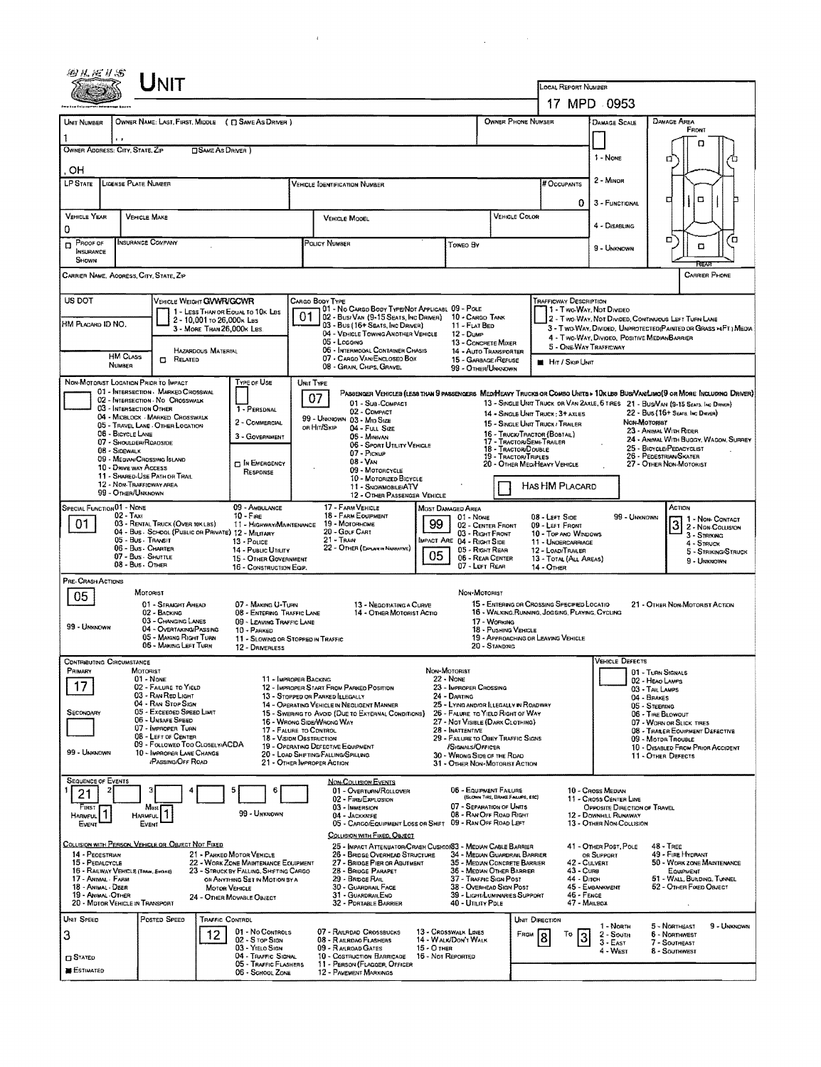# UNIT

LOCAL REPORT NUMBER: 17 MPD 0953

| Field | Value |
|---|---|
| UNIT NUMBER | 1 |
| OWNER NAME: LAST, FIRST, MIDDLE ( ☐ SAME AS DRIVER ) | , , |
| OWNER PHONE NUMBER | |
| DAMAGE SCALE | |
| OWNER ADDRESS: CITY, STATE, ZIP ( ☐ SAME AS DRIVER ) | , OH |
| LP STATE | |
| LICENSE PLATE NUMBER | |
| VEHICLE IDENTIFICATION NUMBER | |
| # OCCUPANTS | 0 |
| VEHICLE YEAR | 0 |
| VEHICLE MAKE | |
| VEHICLE MODEL | |
| VEHICLE COLOR | |
| PROOF OF INSURANCE SHOWN | ☐ |
| INSURANCE COMPANY | |
| POLICY NUMBER | |
| TOWED BY | |
| CARRIER NAME, ADDRESS, CITY, STATE, ZIP | |
| CARRIER PHONE | |

DAMAGE SCALE: 1 - NONE, 2 - MINOR, 3 - FUNCTIONAL, 4 - DISABLING, 9 - UNKNOWN

DAMAGE AREA: FRONT / REAR

US DOT

VEHICLE WEIGHT GVWR/GCWR: 1 - LESS THAN OR EQUAL TO 10K LBS; 2 - 10,001 TO 26,000K LBS; 3 - MORE THAN 26,000K LBS

HM PLACARD ID NO.

HM CLASS NUMBER ☐ RELATED HAZARDOUS MATERIAL

CARGO BODY TYPE: **01**
01 - NO CARGO BODY TYPE/NOT APPLICABLE; 02 - BUS/VAN (9-15 SEATS, INC DRIVER); 03 - BUS (16+ SEATS, INC DRIVER); 04 - VEHICLE TOWING ANOTHER VEHICLE; 05 - LOGGING; 06 - INTERMODAL CONTAINER CHASIS; 07 - CARGO VAN/ENCLOSED BOX; 08 - GRAIN, CHIPS, GRAVEL; 09 - POLE; 10 - CARGO TANK; 11 - FLAT BED; 12 - DUMP; 13 - CONCRETE MIXER; 14 - AUTO TRANSPORTER; 15 - GARBAGE/REFUSE; 99 - OTHER/UNKNOWN

TRAFFICWAY DESCRIPTION: 1 - TWO-WAY, NOT DIVIDED; 2 - TWO-WAY, NOT DIVIDED, CONTINUOUS LEFT TURN LANE; 3 - TWO-WAY, DIVIDED, UNPROTECTED (PAINTED OR GRASS >4FT.) MEDIA; 4 - TWO-WAY, DIVIDED, POSITIVE MEDIAN BARRIER; 5 - ONE-WAY TRAFFICWAY

■ HIT / SKIP UNIT

NON-MOTORIST LOCATION PRIOR TO IMPACT: 01 - INTERSECTION - MARKED CROSSWALK; 02 - INTERSECTION - NO CROSSWALK; 03 - INTERSECTION OTHER; 04 - MIDBLOCK - MARKED CROSSWALK; 05 - TRAVEL LANE - OTHER LOCATION; 06 - BICYCLE LANE; 07 - SHOULDER/ROADSIDE; 08 - SIDEWALK; 09 - MEDIAN/CROSSING ISLAND; 10 - DRIVE WAY ACCESS; 11 - SHARED-USE PATH OR TRAIL; 12 - NON-TRAFFICWAY AREA; 99 - OTHER/UNKNOWN

TYPE OF USE: 1 - PERSONAL; 2 - COMMERCIAL; 3 - GOVERNMENT; ☐ IN EMERGENCY RESPONSE

UNIT TYPE: **07**
PASSENGER VEHICLES (LESS THAN 9 PASSENGERS): 01 - SUB-COMPACT; 02 - COMPACT; 99 - UNKNOWN OR HIT/SKIP; 03 - MID SIZE; 04 - FULL SIZE; 05 - MINIVAN; 06 - SPORT UTILITY VEHICLE; 07 - PICKUP; 08 - VAN; 09 - MOTORCYCLE; 10 - MOTORIZED BICYCLE; 11 - SNOWMOBILE/ATV; 12 - OTHER PASSENGER VEHICLE
MED/HEAVY TRUCKS OR COMBO UNITS > 10K LBS BUS/VAN/LIMO (9 OR MORE INCLUDING DRIVER): 13 - SINGLE UNIT TRUCK OR VAN 2AXLE, 6 TIRES; 14 - SINGLE UNIT TRUCK: 3+ AXLES; 15 - SINGLE UNIT TRUCK / TRAILER; 16 - TRUCK/TRACTOR (BOBTAIL); 17 - TRACTOR/SEMI-TRAILER; 18 - TRACTOR/DOUBLE; 19 - TRACTOR/TRIPLES; 20 - OTHER MED/HEAVY VEHICLE; 21 - BUS/VAN (9-15 SEATS, INC DRIVER); 22 - BUS (16+ SEATS, INC DRIVER)
NON-MOTORIST: 23 - ANIMAL WITH RIDER; 24 - ANIMAL WITH BUGGY, WAGON, SURREY; 25 - BICYCLE/PEDACYCLIST; 26 - PEDESTRIAN/SKATER; 27 - OTHER NON-MOTORIST

☐ HAS HM PLACARD

SPECIAL FUNCTION: **01**
01 - NONE; 02 - TAXI; 03 - RENTAL TRUCK (OVER 10K LBS); 04 - BUS - SCHOOL (PUBLIC OR PRIVATE); 05 - BUS - TRANSIT; 06 - BUS - CHARTER; 07 - BUS - SHUTTLE; 08 - BUS - OTHER; 09 - AMBULANCE; 10 - FIRE; 11 - HIGHWAY/MAINTENANCE; 12 - MILITARY; 13 - POLICE; 14 - PUBLIC UTILITY; 15 - OTHER GOVERNMENT; 16 - CONSTRUCTION EQIP.; 17 - FARM VEHICLE; 18 - FARM EQUIPMENT; 19 - MOTORHOME; 20 - GOLF CART; 21 - TRAIN; 22 - OTHER (EXPLAIN IN NARRATIVE)

MOST DAMAGED AREA: **99**
IMPACT AREA: **05**
01 - NONE; 02 - CENTER FRONT; 03 - RIGHT FRONT; 04 - RIGHT SIDE; 05 - RIGHT REAR; 06 - REAR CENTER; 07 - LEFT REAR; 08 - LEFT SIDE; 09 - LEFT FRONT; 10 - TOP AND WINDOWS; 11 - UNDERCARRIAGE; 12 - LOAD/TRAILER; 13 - TOTAL (ALL AREAS); 14 - OTHER; 99 - UNKNOWN

ACTION: **3**
1 - NON-CONTACT; 2 - NON-COLLISION; 3 - STRIKING; 4 - STRUCK; 5 - STRIKING/STRUCK; 9 - UNKNOWN

PRE-CRASH ACTIONS: **05**
MOTORIST: 01 - STRAIGHT AHEAD; 02 - BACKING; 03 - CHANGING LANES; 04 - OVERTAKING/PASSING; 05 - MAKING RIGHT TURN; 06 - MAKING LEFT TURN; 07 - MAKING U-TURN; 08 - ENTERING TRAFFIC LANE; 09 - LEAVING TRAFFIC LANE; 10 - PARKED; 11 - SLOWING OR STOPPED IN TRAFFIC; 12 - DRIVERLESS; 13 - NEGOTIATING A CURVE; 14 - OTHER MOTORIST ACTIO; 99 - UNKNOWN
NON-MOTORIST: 15 - ENTERING OR CROSSING SPECIFIED LOCATIO; 16 - WALKING, RUNNING, JOGGING, PLAYING, CYCLING; 17 - WORKING; 18 - PUSHING VEHICLE; 19 - APPROACHING OR LEAVING VEHICLE; 20 - STANDING; 21 - OTHER NON-MOTORIST ACTION

CONTRIBUTING CIRCUMSTANCE
PRIMARY: **17**
SECONDARY:
MOTORIST: 01 - NONE; 02 - FAILURE TO YIELD; 03 - RAN RED LIGHT; 04 - RAN STOP SIGN; 05 - EXCEEDED SPEED LIMIT; 06 - UNSAFE SPEED; 07 - IMPROPER TURN; 08 - LEFT OF CENTER; 09 - FOLLOWED TOO CLOSELY/ACDA; 10 - IMPROPER LANE CHANGE /PASSING/OFF ROAD; 11 - IMPROPER BACKING; 12 - IMPROPER START FROM PARKED POSITION; 13 - STOPPED OR PARKED ILLEGALLY; 14 - OPERATING VEHICLE IN NEGLIGENT MANNER; 15 - SWERING TO AVOID (DUE TO EXTERNAL CONDITIONS); 16 - WRONG SIDE/WRONG WAY; 17 - FAILURE TO CONTROL; 18 - VISION OBSTRUCTION; 19 - OPERATING DEFECTIVE EQUIPMENT; 20 - LOAD SHIFTING/FALLING/SPILLING; 21 - OTHER IMPROPER ACTION; 99 - UNKNOWN
NON-MOTORIST: 22 - NONE; 23 - IMPROPER CROSSING; 24 - DARTING; 25 - LYING AND/OR ILLEGALLY IN ROADWAY; 26 - FALURE TO YIELD RIGHT OF WAY; 27 - NOT VISIBLE (DARK CLOTHING); 28 - INATTENTIVE; 29 - FAILURE TO OBEY TRAFFIC SIGNS /SIGNALS/OFFICER; 30 - WRONG SIDE OF THE ROAD; 31 - OTHER NON-MOTORIST ACTION

VEHICLE DEFECTS: 01 - TURN SIGNALS; 02 - HEAD LAMPS; 03 - TAIL LAMPS; 04 - BRAKES; 05 - STEERING; 06 - TIRE BLOWOUT; 07 - WORN OR SLICK TIRES; 08 - TRAILER EQUIPMENT DEFECTIVE; 09 - MOTOR TROUBLE; 10 - DISABLED FROM PRIOR ACCIDENT; 11 - OTHER DEFECTS

SEQUENCE OF EVENTS: 1: **21**; 2: ; 3: ; 4: ; 5: ; 6:
FIRST HARMFUL EVENT: **1**; MOST HARMFUL EVENT: **1**; 99 - UNKNOWN

NON-COLLISION EVENTS: 01 - OVERTURN/ROLLOVER; 02 - FIRE/EXPLOSION; 03 - IMMERSION; 04 - JACKKNIFE; 05 - CARGO/EQUIPMENT LOSS OR SHIFT; 06 - EQUIPMENT FAILURE (BLOWN TIRE, BRAKE FAILURE, ETC); 07 - SEPARATION OF UNITS; 08 - RAN OFF ROAD RIGHT; 09 - RAN OFF ROAD LEFT; 10 - CROSS MEDIAN; 11 - CROSS CENTER LINE OPPOSITE DIRECTION OF TRAVEL; 12 - DOWNHILL RUNAWAY; 13 - OTHER NON-COLLISION

COLLISION WITH PERSON, VEHICLE OR OBJECT NOT FIXED: 14 - PEDESTRIAN; 15 - PEDALCYCLE; 16 - RAILWAY VEHICLE (TRAIN, ENGINE); 17 - ANIMAL - FARM; 18 - ANIMAL - DEER; 19 - ANIMAL - OTHER; 20 - MOTOR VEHICLE IN TRANSPORT; 21 - PARKED MOTOR VEHICLE; 22 - WORK ZONE MAINTENANCE EQUIPMENT; 23 - STRUCK BY FALLING, SHIFTING CARGO OR ANYTHING SET IN MOTION BY A MOTOR VEHICLE; 24 - OTHER MOVABLE OBJECT

COLLISION WITH FIXED, OBJECT: 25 - IMPACT ATTENUATOR/CRASH CUSHION; 26 - BRIDGE OVERHEAD STRUCTURE; 27 - BRIDGE PIER OR ABUTMENT; 28 - BRIDGE PARAPET; 29 - BRIDGE RAIL; 30 - GUARDRAIL FACE; 31 - GUARDRAIL END; 32 - PORTABLE BARRIER; 33 - MEDIAN CABLE BARRIER; 34 - MEDIAN GUARDRAIL BARRIER; 35 - MEDIAN CONCRETE BARRIER; 36 - MEDIAN OTHER BARRIER; 37 - TRAFFIC SIGN POST; 38 - OVERHEAD SIGN POST; 39 - LIGHT/LUMINARIES SUPPORT; 40 - UTILITY POLE; 41 - OTHER POST, POLE OR SUPPORT; 42 - CULVERT; 43 - CURB; 44 - DITCH; 45 - EMBANKMENT; 46 - FENCE; 47 - MAILBOX; 48 - TREE; 49 - FIRE HYDRANT; 50 - WORK ZONE MAINTENANCE EQUIPMENT; 51 - WALL, BUILDING, TUNNEL; 52 - OTHER FIXED OBJECT

UNIT SPEED: **3**; ☐ STATED; ■ ESTIMATED

POSTED SPEED: **12**

TRAFFIC CONTROL: 01 - NO CONTROLS; 02 - STOP SIGN; 03 - YIELD SIGN; 04 - TRAFFIC SIGNAL; 05 - TRAFFIC FLASHERS; 06 - SCHOOL ZONE; 07 - RAILROAD CROSSBUCKS; 08 - RAILROAD FLASHERS; 09 - RAILROAD GATES; 10 - COSTRUCTION BARRICADE; 11 - PERSON (FLAGGER, OFFICER; 12 - PAVEMENT MARKINGS; 13 - CROSSWALK LINES; 14 - WALK/DON'T WALK; 15 - OTHER; 16 - NOT REPORTED

UNIT DIRECTION: FROM **8** TO **3**
1 - NORTH; 2 - SOUTH; 3 - EAST; 4 - WEST; 5 - NORTHEAST; 6 - NORTHWEST; 7 - SOUTHEAST; 8 - SOUTHWEST; 9 - UNKNOWN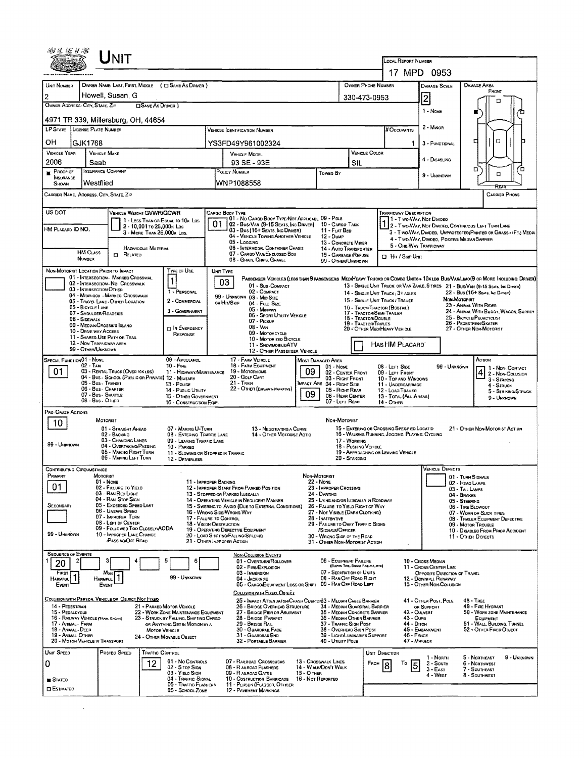# UNIT

**LOCAL REPORT NUMBER:** 17 MPD 0953

| UNIT NUMBER | OWNER NAME: LAST, FIRST, MIDDLE ( ☐ SAME AS DRIVER ) | OWNER PHONE NUMBER | DAMAGE SCALE | DAMAGE AREA |
|---|---|---|---|---|
| 2 | Howell, Susan, G | 330-473-0953 | 2 | FRONT |

**OWNER ADDRESS: CITY, STATE, ZIP** ( ☐ SAME AS DRIVER ): 4971 TR 339, Millersburg, OH, 44654

| LP STATE | LICENSE PLATE NUMBER | VEHICLE IDENTIFICATION NUMBER | # OCCUPANTS |
|---|---|---|---|
| OH | GJK1768 | YS3FD49Y961002324 | 1 |

| VEHICLE YEAR | VEHICLE MAKE | VEHICLE MODEL | VEHICLE COLOR |
|---|---|---|---|
| 2006 | Saab | 93 SE - 93E | SIL |

| ■ PROOF OF INSURANCE SHOWN | INSURANCE COMPANY | POLICY NUMBER | TOWED BY |
|---|---|---|---|
| | Westflied | WNP1088558 | |

DAMAGE SCALE: 1 - NONE; 2 - MINOR; 3 - FUNCTIONAL; 4 - DISABLING; 9 - UNKNOWN

CARRIER NAME, ADDRESS, CITY, STATE, ZIP — CARRIER PHONE

**US DOT** — **VEHICLE WEIGHT GVWR/GCWR:** 1 - LESS THAN OR EQUAL TO 10K LBS; 2 - 10,001 TO 26,000K LBS; 3 - MORE THAN 26,000K LBS.

**HM PLACARD ID NO.** — **HM CLASS NUMBER** — ☐ RELATED — HAZARDOUS MATERIAL

**CARGO BODY TYPE:** 01
01 - NO CARGO BODY TYPE/NOT APPLICABL; 02 - BUS/VAN (9-15 SEATS, INC DRIVER); 03 - BUS (16+ SEATS, INC DRIVER); 04 - VEHICLE TOWING ANOTHER VEHICLE; 05 - LOGGING; 06 - INTERMODAL CONTAINER CHASIS; 07 - CARGO VAN/ENCLOSED BOX; 08 - GRAIN, CHIPS, GRAVEL; 09 - POLE; 10 - CARGO TANK; 11 - FLAT BED; 12 - DUMP; 13 - CONCRETE MIXER; 14 - AUTO TRANSPORTER; 15 - GARBAGE/REFUSE; 99 - OTHER/UNKNOWN

**TRAFFICWAY DESCRIPTION:** 1
1 - TWO-WAY, NOT DIVIDED; 2 - TWO-WAY, NOT DIVIDED, CONTINUOUS LEFT TURN LANE; 3 - TWO-WAY, DIVIDED, UNPROTECTED(PAINTED OR GRASS >4FT.) MEDIA; 4 - TWO-WAY, DIVIDED, POSITIVE MEDIAN BARRIER; 5 - ONE-WAY TRAFFICWAY
☐ HIT / SKIP UNIT

**NON-MOTORIST LOCATION PRIOR TO IMPACT:** 01 - INTERSECTION - MARKED CROSSWAL; 02 - INTERSECTION - NO CROSSWALK; 03 - INTERSECTION OTHER; 04 - MIDBLOCK - MARKED CROSSWALK; 05 - TRAVEL LANE - OTHER LOCATION; 06 - BICYCLE LANE; 07 - SHOULDER/ROADSIDE; 08 - SIDEWALK; 09 - MEDIAN/CROSSING ISLAND; 10 - DRIVE WAY ACCESS; 11 - SHARED-USE PATH OR TRAIL; 12 - NON-TRAFFICWAY AREA; 99 - OTHER/UNKNOWN

**TYPE OF USE:** 1
1 - PERSONAL; 2 - COMMERCIAL; 3 - GOVERNMENT; ☐ IN EMERGENCY RESPONSE

**UNIT TYPE:** 03
PASSENGER VEHICLES (LESS THAN 9 PASSENGERS MED/HEAVY TRUCKS OR COMBO UNITS > 10K LBS BUS/VAN/LIMO(9 OR MORE INCLUDING DRIVER)
01 - SUB-COMPACT; 02 - COMPACT; 99 - UNKNOWN 03 - MID SIZE; OR HIT/SKIP 04 - FULL SIZE; 05 - MINIVAN; 06 - SPORT UTILITY VEHICLE; 07 - PICKUP; 08 - VAN; 09 - MOTORCYCLE; 10 - MOTORIZED BICYCLE; 11 - SNOWMOBILE/ATV; 12 - OTHER PASSENGER VEHICLE
13 - SINGLE UNIT TRUCK OR VAN 2AXLE, 6 TIRES; 14 - SINGLE UNIT TRUCK; 3+ AXLES; 15 - SINGLE UNIT TRUCK / TRAILER; 16 - TRUCK/TRACTOR (BOBTAIL); 17 - TRACTOR/SEMI-TRAILER; 18 - TRACTOR/DOUBLE; 19 - TRACTOR/TRIPLES; 20 - OTHER MED/HEAVY VEHICLE
21 - BUS/VAN (9-15 SEATS, INC DRIVER); 22 - BUS (16+ SEATS, INC DRIVER)
NON-MOTORIST: 23 - ANIMAL WITH RIDER; 24 - ANIMAL WITH BUGGY, WAGON, SURREY; 25 - BICYCLE/PEDACYCLIST; 26 - PEDESTRIAN/SKATER; 27 - OTHER NON-MOTORIST
☐ HAS HM PLACARD

**SPECIAL FUNCTION:** 01
01 - NONE; 02 - TAXI; 03 - RENTAL TRUCK (OVER 10K LBS); 04 - BUS - SCHOOL (PUBLIC OR PRIVATE); 05 - BUS - TRANSIT; 06 - BUS - CHARTER; 07 - BUS - SHUTTLE; 08 - BUS - OTHER; 09 - AMBULANCE; 10 - FIRE; 11 - HIGHWAY/MAINTENANCE; 12 - MILITARY; 13 - POLICE; 14 - PUBLIC UTILITY; 15 - OTHER GOVERNMENT; 16 - CONSTRUCTION EQIP.; 17 - FARM VEHICLE; 18 - FARM EQUIPMENT; 19 - MOTORHOME; 20 - GOLF CART; 21 - TRAIN; 22 - OTHER (EXPLAIN IN NARRATIVE)

**MOST DAMAGED AREA:** 09 — **IMPACT ARE:** 09
01 - NONE; 02 - CENTER FRONT; 03 - RIGHT FRONT; 04 - RIGHT SIDE; 05 - RIGHT REAR; 06 - REAR CENTER; 07 - LEFT REAR; 08 - LEFT SIDE; 09 - LEFT FRONT; 10 - TOP AND WINDOWS; 11 - UNDERCARRIAGE; 12 - LOAD/TRAILER; 13 - TOTAL (ALL AREAS); 14 - OTHER; 99 - UNKNOWN

**ACTION:** 4
1 - NON-CONTACT; 2 - NON-COLLISION; 3 - STRIKING; 4 - STRUCK; 5 - STRIKING/STRUCK; 9 - UNKNOWN

**PRE-CRASH ACTIONS:** 10
MOTORIST: 01 - STRAIGHT AHEAD; 02 - BACKING; 03 - CHANGING LANES; 04 - OVERTAKING/PASSING; 05 - MAKING RIGHT TURN; 06 - MAKING LEFT TURN; 07 - MAKING U-TURN; 08 - ENTERING TRAFFIC LANE; 09 - LEAVING TRAFFIC LANE; 10 - PARKED; 11 - SLOWING OR STOPPED IN TRAFFIC; 12 - DRIVERLESS; 13 - NEGOTIATING A CURVE; 14 - OTHER MOTORIST ACTIO; 99 - UNKNOWN
NON-MOTORIST: 15 - ENTERING OR CROSSING SPECIFIED LOCATIO; 16 - WALKING, RUNNING, JOGGING, PLAYING, CYCLING; 17 - WORKING; 18 - PUSHING VEHICLE; 19 - APPROACHING OR LEAVING VEHICLE; 20 - STANDING; 21 - OTHER NON-MOTORIST ACTION

**CONTRIBUTING CIRCUMSTANCE — PRIMARY:** 01 — **SECONDARY:** (blank)
MOTORIST: 01 - NONE; 02 - FAILURE TO YIELD; 03 - RAN RED LIGHT; 04 - RAN STOP SIGN; 05 - EXCEEDED SPEED LIMIT; 06 - UNSAFE SPEED; 07 - IMPROPER TURN; 08 - LEFT OF CENTER; 09 - FOLLOWED TOO CLOSELY/ACDA; 10 - IMPROPER LANE CHANGE /PASSING/OFF ROAD; 11 - IMPROPER BACKING; 12 - IMPROPER START FROM PARKED POSITION; 13 - STOPPED OR PARKED ILLEGALLY; 14 - OPERATING VEHICLE IN NEGLIGENT MANNER; 15 - SWERING TO AVOID (DUE TO EXTERNAL CONDITIONS); 16 - WRONG SIDE/WRONG WAY; 17 - FAILURE TO CONTROL; 18 - VISION OBSTRUCTION; 19 - OPERATING DEFECTIVE EQUIPMENT; 20 - LOAD SHIFTING/FALLING/SPILLING; 21 - OTHER IMPROPER ACTION; 99 - UNKNOWN
NON-MOTORIST: 22 - NONE; 23 - IMPROPER CROSSING; 24 - DARTING; 25 - LYING AND/OR ILLEGALLY IN ROADWAY; 26 - FALURE TO YIELD RIGHT OF WAY; 27 - NOT VISIBLE (DARK CLOTHING); 28 - INATTENTIVE; 29 - FAILURE TO OBEY TRAFFIC SIGNS /SIGNALS/OFFICER; 30 - WRONG SIDE OF THE ROAD; 31 - OTHER NON-MOTORIST ACTION

**VEHICLE DEFECTS:** 01 - TURN SIGNALS; 02 - HEAD LAMPS; 03 - TAIL LAMPS; 04 - BRAKES; 05 - STEERING; 06 - TIRE BLOWOUT; 07 - WORN OR SLICK TIRES; 08 - TRAILER EQUIPMENT DEFECTIVE; 09 - MOTOR TROUBLE; 10 - DISABLED FROM PRIOR ACCIDENT; 11 - OTHER DEFECTS

**SEQUENCE OF EVENTS:** 1: 20; 2: ; 3: ; 4: ; 5: ; 6: — FIRST HARMFUL EVENT: 1 — MOST HARMFUL EVENT: 1 — 99 - UNKNOWN

NON-COLLISION EVENTS: 01 - OVERTURN/ROLLOVER; 02 - FIRE/EXPLOSION; 03 - IMMERSION; 04 - JACKKNIFE; 05 - CARGO/EQUIPMENT LOSS OR SHIFT; 06 - EQUIPMENT FAILURE (BLOWN TIRE, BRAKE FAILURE, ETC); 07 - SEPARATION OF UNITS; 08 - RAN OFF ROAD RIGHT; 09 - RAN OFF ROAD LEFT; 10 - CROSS MEDIAN; 11 - CROSS CENTER LINE OPPOSITE DIRECTION OF TRAVEL; 12 - DOWNHILL RUNAWAY; 13 - OTHER NON-COLLISION

COLLISION WITH PERSON, VEHICLE OR OBJECT NOT FIXED: 14 - PEDESTRIAN; 15 - PEDALCYCLE; 16 - RAILWAY VEHICLE (TRAIN, ENGINE); 17 - ANIMAL - FARM; 18 - ANIMAL - DEER; 19 - ANIMAL - OTHER; 20 - MOTOR VEHICLE IN TRANSPORT; 21 - PARKED MOTOR VEHICLE; 22 - WORK ZONE MAINTENANCE EQUIPMENT; 23 - STRUCK BY FALLING, SHIFTING CARGO OR ANYTHING SET IN MOTION BY A MOTOR VEHICLE; 24 - OTHER MOVABLE OBJECT

COLLISION WITH FIXED, OBJECT: 25 - IMPACT ATTENUATOR/CRASH CUSHION; 26 - BRIDGE OVERHEAD STRUCTURE; 27 - BRIDGE PIER OR ABUTMENT; 28 - BRIDGE PARAPET; 29 - BRIDGE RAIL; 30 - GUARDRAIL FACE; 31 - GUARDRAIL END; 32 - PORTABLE BARRIER; 33 - MEDIAN CABLE BARRIER; 34 - MEDIAN GUARDRAIL BARRIER; 35 - MEDIAN CONCRETE BARRIER; 36 - MEDIAN OTHER BARRIER; 37 - TRAFFIC SIGN POST; 38 - OVERHEAD SIGN POST; 39 - LIGHT/LUMINARIES SUPPORT; 40 - UTILITY POLE; 41 - OTHER POST, POLE OR SUPPORT; 42 - CULVERT; 43 - CURB; 44 - DITCH; 45 - EMBANKMENT; 46 - FENCE; 47 - MAILBOX; 48 - TREE; 49 - FIRE HYDRANT; 50 - WORK ZONE MAINTENANCE EQUIPMENT; 51 - WALL, BUILDING, TUNNEL; 52 - OTHER FIXED OBJECT

| UNIT SPEED | POSTED SPEED | TRAFFIC CONTROL | UNIT DIRECTION |
|---|---|---|---|
| 0 | | 12 | FROM 8 TO 5 |

■ STATED ☐ ESTIMATED

TRAFFIC CONTROL: 01 - NO CONTROLS; 02 - STOP SIGN; 03 - YIELD SIGN; 04 - TRAFFIC SIGNAL; 05 - TRAFFIC FLASHERS; 06 - SCHOOL ZONE; 07 - RAILROAD CROSSBUCKS; 08 - RAILROAD FLASHERS; 09 - RAILROAD GATES; 10 - COSTRUCTION BARRICADE; 11 - PERSON (FLAGGER, OFFICER); 12 - PAVEMENT MARKINGS; 13 - CROSSWALK LINES; 14 - WALK/DON'T WALK; 15 - OTHER; 16 - NOT REPORTED

UNIT DIRECTION: 1 - NORTH; 2 - SOUTH; 3 - EAST; 4 - WEST; 5 - NORTHEAST; 6 - NORTHWEST; 7 - SOUTHEAST; 8 - SOUTHWEST; 9 - UNKNOWN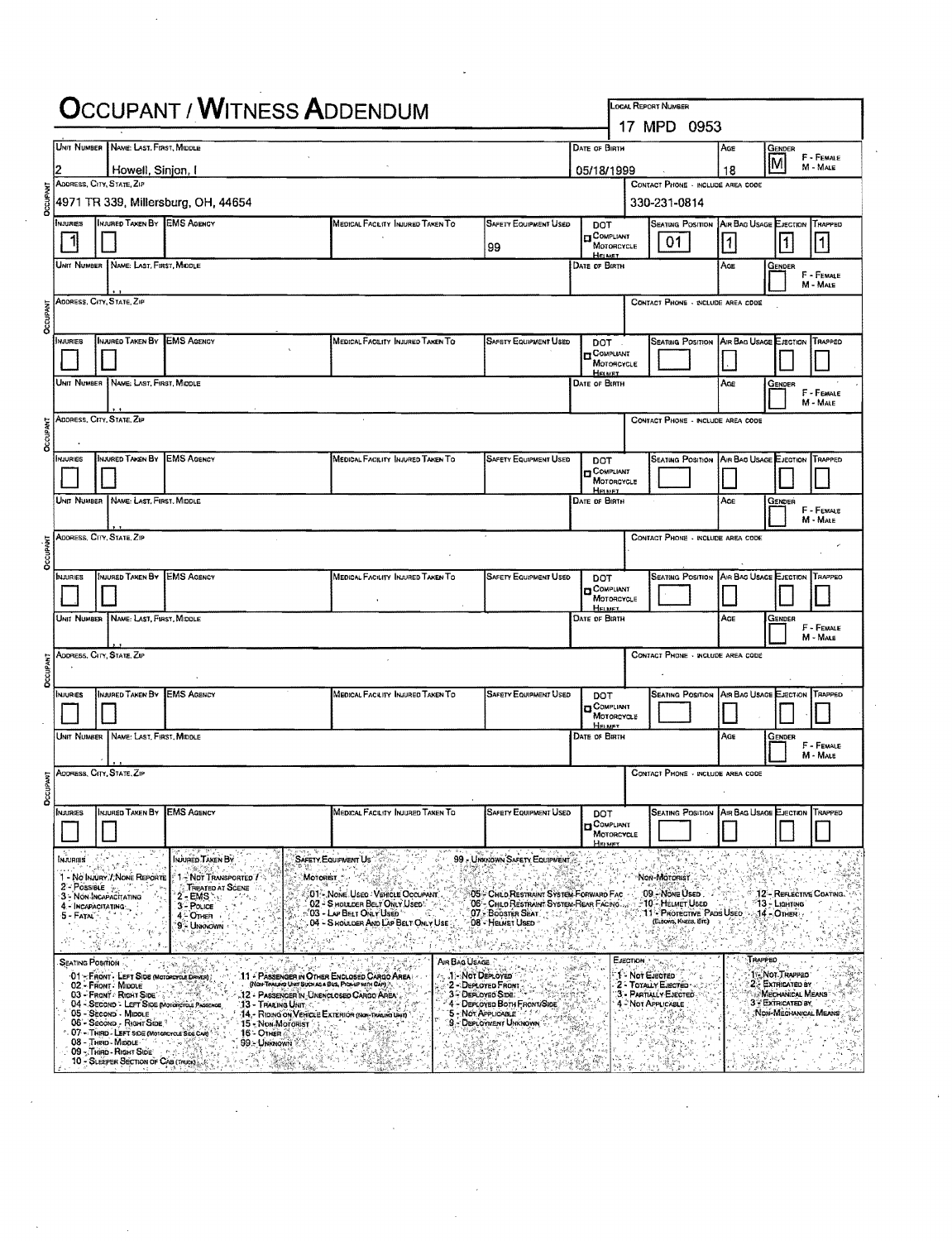# Occupant / Witness Addendum

**Local Report Number:** 17 MPD 0953

## Occupant

| Unit Number | Name: Last, First, Middle | Date of Birth | Age | Gender |
|---|---|---|---|---|
| 2 | Howell, Sinjon, I | 05/18/1999 | 18 | M |

| Address, City, State, Zip | Contact Phone - Include Area Code |
|---|---|
| 4971 TR 339, Millersburg, OH, 44654 | 330-231-0814 |

| Injuries | Injured Taken By | EMS Agency | Medical Facility Injured Taken To | Safety Equipment Used | DOT Compliant Motorcycle Helmet | Seating Position | Air Bag Usage | Ejection | Trapped |
|---|---|---|---|---|---|---|---|---|---|
| 1 | | | | 99 | | 01 | 1 | 1 | 1 |

## Occupant

| Unit Number | Name: Last, First, Middle | Date of Birth | Age | Gender |
|---|---|---|---|---|
| | | | | |

| Address, City, State, Zip | Contact Phone - Include Area Code |
|---|---|
| | |

| Injuries | Injured Taken By | EMS Agency | Medical Facility Injured Taken To | Safety Equipment Used | DOT Compliant Motorcycle Helmet | Seating Position | Air Bag Usage | Ejection | Trapped |
|---|---|---|---|---|---|---|---|---|---|
| | | | | | | | | | |

## Occupant

| Unit Number | Name: Last, First, Middle | Date of Birth | Age | Gender |
|---|---|---|---|---|
| | | | | |

| Address, City, State, Zip | Contact Phone - Include Area Code |
|---|---|
| | |

| Injuries | Injured Taken By | EMS Agency | Medical Facility Injured Taken To | Safety Equipment Used | DOT Compliant Motorcycle Helmet | Seating Position | Air Bag Usage | Ejection | Trapped |
|---|---|---|---|---|---|---|---|---|---|
| | | | | | | | | | |

## Occupant

| Unit Number | Name: Last, First, Middle | Date of Birth | Age | Gender |
|---|---|---|---|---|
| | | | | |

| Address, City, State, Zip | Contact Phone - Include Area Code |
|---|---|
| | |

| Injuries | Injured Taken By | EMS Agency | Medical Facility Injured Taken To | Safety Equipment Used | DOT Compliant Motorcycle Helmet | Seating Position | Air Bag Usage | Ejection | Trapped |
|---|---|---|---|---|---|---|---|---|---|
| | | | | | | | | | |

## Occupant

| Unit Number | Name: Last, First, Middle | Date of Birth | Age | Gender |
|---|---|---|---|---|
| | | | | |

| Address, City, State, Zip | Contact Phone - Include Area Code |
|---|---|
| | |

| Injuries | Injured Taken By | EMS Agency | Medical Facility Injured Taken To | Safety Equipment Used | DOT Compliant Motorcycle Helmet | Seating Position | Air Bag Usage | Ejection | Trapped |
|---|---|---|---|---|---|---|---|---|---|
| | | | | | | | | | |

Gender: F - Female, M - Male

## Codes

**Injuries**
1 - No Injury / None Reported
2 - Possible
3 - Non-Incapacitating
4 - Incapacitating
5 - Fatal

**Injured Taken By**
1 - Not Transported / Treated at Scene
2 - EMS
3 - Police
4 - Other
9 - Unknown

**Safety Equipment Used**
99 - Unknown Safety Equipment

Motorist:
01 - None Used - Vehicle Occupant
02 - Shoulder Belt Only Used
03 - Lap Belt Only Used
04 - Shoulder and Lap Belt Only Used
05 - Child Restraint System-Forward Facing
06 - Child Restraint System-Rear Facing
07 - Booster Seat
08 - Helmet Used

Non-Motorist:
09 - None Used
10 - Helmet Used
11 - Protective Pads Used (Elbows, Knees, Etc)
12 - Reflective Coating
13 - Lighting
14 - Other

**Seating Position**
01 - Front - Left Side (Motorcycle Driver)
02 - Front - Middle
03 - Front - Right Side
04 - Second - Left Side (Motorcycle Passenger)
05 - Second - Middle
06 - Second - Right Side
07 - Third - Left Side (Motorcycle Side Car)
08 - Third - Middle
09 - Third - Right Side
10 - Sleeper Section of Cab (Truck)
11 - Passenger in Other Enclosed Cargo Area (Non-Trailing Unit Such as a Bus, Pick-up with Cap)
12 - Passenger in Unenclosed Cargo Area
13 - Trailing Unit
14 - Riding on Vehicle Exterior (Non-Trailing Unit)
15 - Non-Motorist
16 - Other
99 - Unknown

**Air Bag Usage**
1 - Not Deployed
2 - Deployed Front
3 - Deployed Side
4 - Deployed Both Front/Side
5 - Not Applicable
9 - Deployment Unknown

**Ejection**
1 - Not Ejected
2 - Totally Ejected
3 - Partially Ejected
4 - Not Applicable

**Trapped**
1 - Not Trapped
2 - Extricated by Mechanical Means
3 - Extricated by Non-Mechanical Means